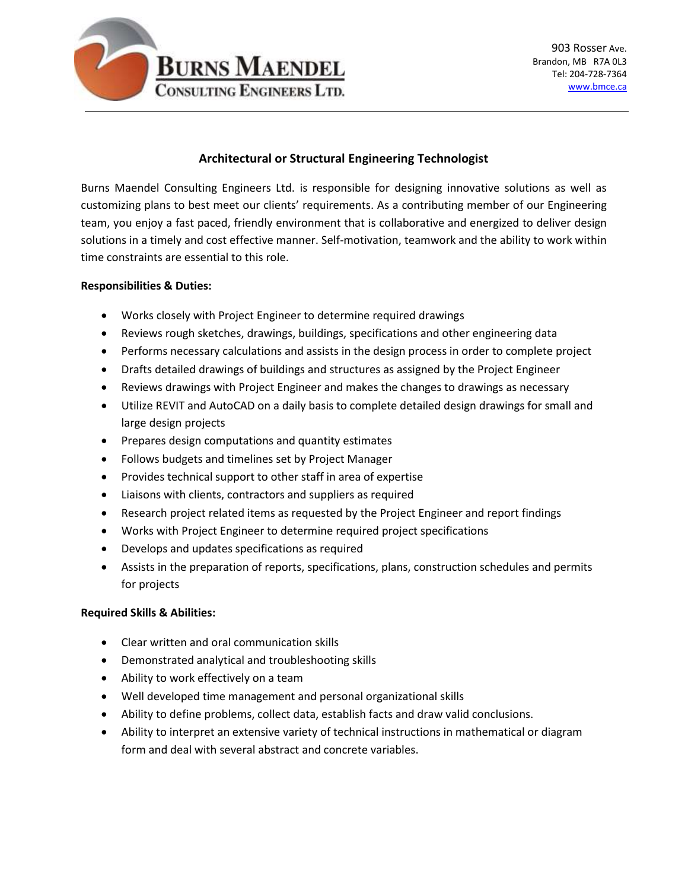**BURNS MAENDEL**
**CONSULTING ENGINEERS LTD.**

903 Rosser Ave.
Brandon, MB R7A 0L3
Tel: 204-728-7364
www.bmce.ca

## Architectural or Structural Engineering Technologist

Burns Maendel Consulting Engineers Ltd. is responsible for designing innovative solutions as well as customizing plans to best meet our clients' requirements. As a contributing member of our Engineering team, you enjoy a fast paced, friendly environment that is collaborative and energized to deliver design solutions in a timely and cost effective manner. Self-motivation, teamwork and the ability to work within time constraints are essential to this role.

**Responsibilities & Duties:**

- Works closely with Project Engineer to determine required drawings
- Reviews rough sketches, drawings, buildings, specifications and other engineering data
- Performs necessary calculations and assists in the design process in order to complete project
- Drafts detailed drawings of buildings and structures as assigned by the Project Engineer
- Reviews drawings with Project Engineer and makes the changes to drawings as necessary
- Utilize REVIT and AutoCAD on a daily basis to complete detailed design drawings for small and large design projects
- Prepares design computations and quantity estimates
- Follows budgets and timelines set by Project Manager
- Provides technical support to other staff in area of expertise
- Liaisons with clients, contractors and suppliers as required
- Research project related items as requested by the Project Engineer and report findings
- Works with Project Engineer to determine required project specifications
- Develops and updates specifications as required
- Assists in the preparation of reports, specifications, plans, construction schedules and permits for projects

**Required Skills & Abilities:**

- Clear written and oral communication skills
- Demonstrated analytical and troubleshooting skills
- Ability to work effectively on a team
- Well developed time management and personal organizational skills
- Ability to define problems, collect data, establish facts and draw valid conclusions.
- Ability to interpret an extensive variety of technical instructions in mathematical or diagram form and deal with several abstract and concrete variables.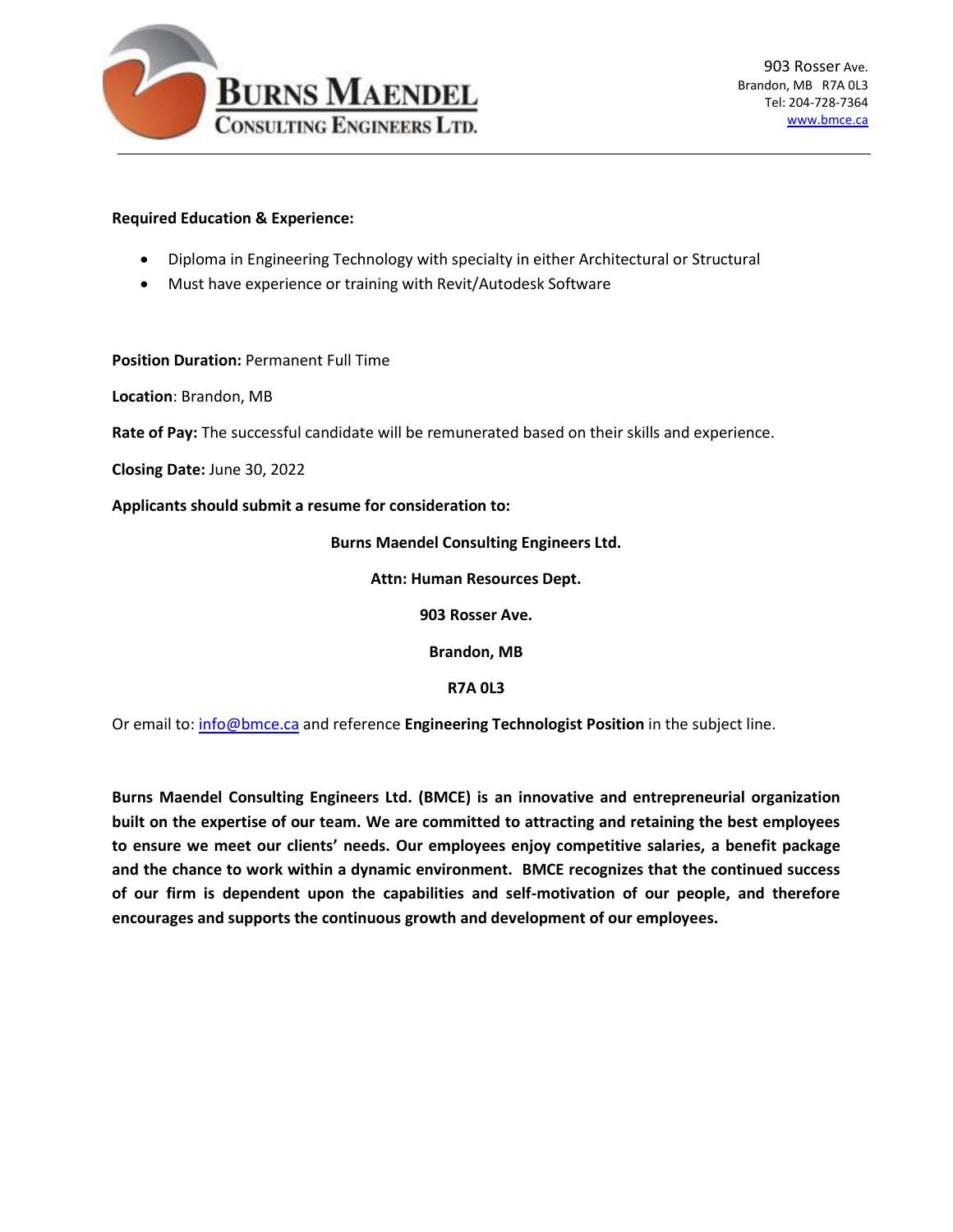**Burns Maendel Consulting Engineers Ltd.**

903 Rosser Ave.
Brandon, MB R7A 0L3
Tel: 204-728-7364
www.bmce.ca

**Required Education & Experience:**

- Diploma in Engineering Technology with specialty in either Architectural or Structural
- Must have experience or training with Revit/Autodesk Software

**Position Duration:** Permanent Full Time

**Location**: Brandon, MB

**Rate of Pay:** The successful candidate will be remunerated based on their skills and experience.

**Closing Date:** June 30, 2022

**Applicants should submit a resume for consideration to:**

**Burns Maendel Consulting Engineers Ltd.**

**Attn: Human Resources Dept.**

**903 Rosser Ave.**

**Brandon, MB**

**R7A 0L3**

Or email to: info@bmce.ca and reference **Engineering Technologist Position** in the subject line.

**Burns Maendel Consulting Engineers Ltd. (BMCE) is an innovative and entrepreneurial organization built on the expertise of our team. We are committed to attracting and retaining the best employees to ensure we meet our clients' needs. Our employees enjoy competitive salaries, a benefit package and the chance to work within a dynamic environment. BMCE recognizes that the continued success of our firm is dependent upon the capabilities and self-motivation of our people, and therefore encourages and supports the continuous growth and development of our employees.**